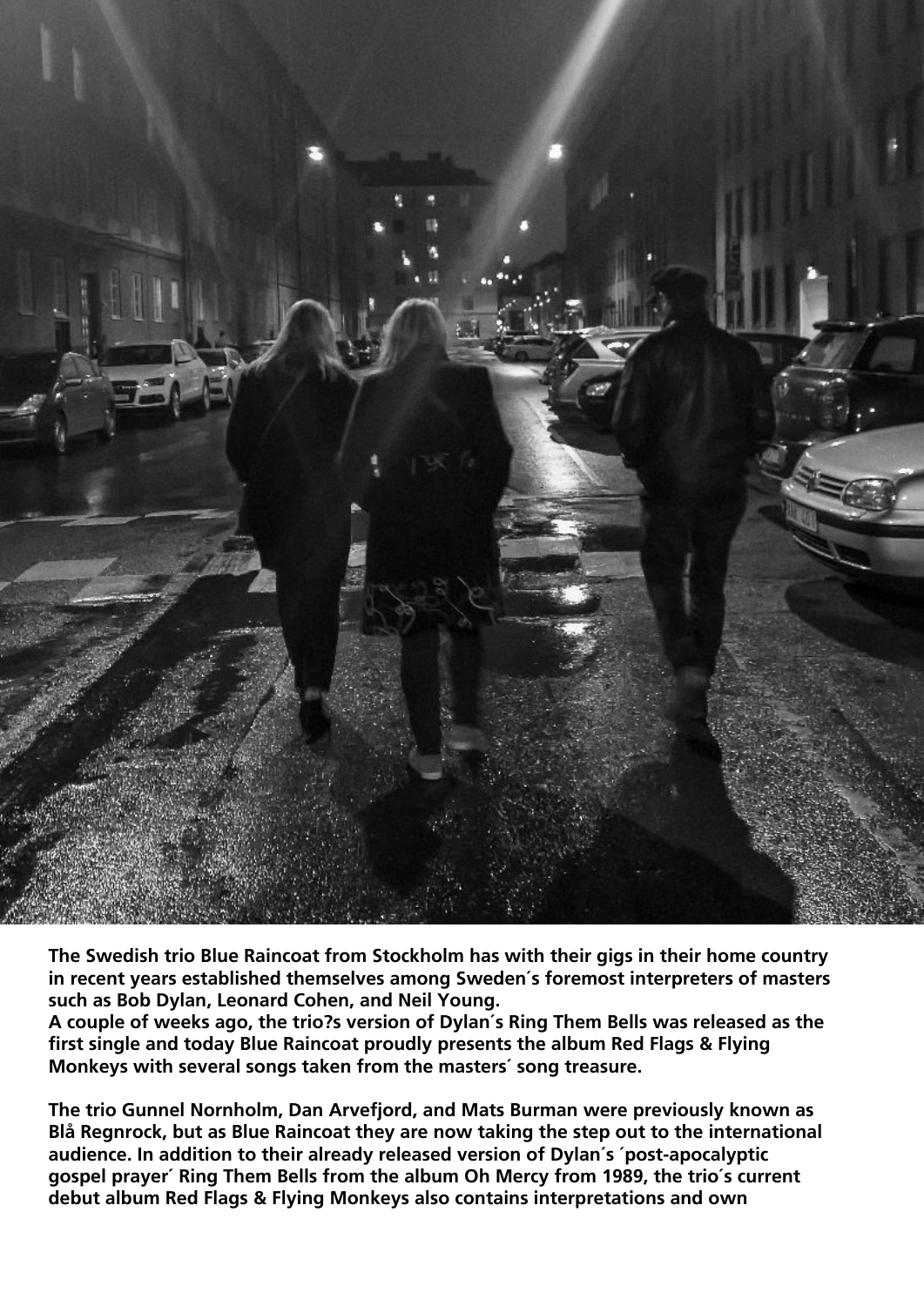**The Swedish trio Blue Raincoat from Stockholm has with their gigs in their home country in recent years established themselves among Sweden´s foremost interpreters of masters such as Bob Dylan, Leonard Cohen, and Neil Young.**
**A couple of weeks ago, the trio?s version of Dylan´s Ring Them Bells was released as the first single and today Blue Raincoat proudly presents the album Red Flags & Flying Monkeys with several songs taken from the masters´ song treasure.**

**The trio Gunnel Nornholm, Dan Arvefjord, and Mats Burman were previously known as Blå Regnrock, but as Blue Raincoat they are now taking the step out to the international audience. In addition to their already released version of Dylan´s ´post-apocalyptic gospel prayer´ Ring Them Bells from the album Oh Mercy from 1989, the trio´s current debut album Red Flags & Flying Monkeys also contains interpretations and own**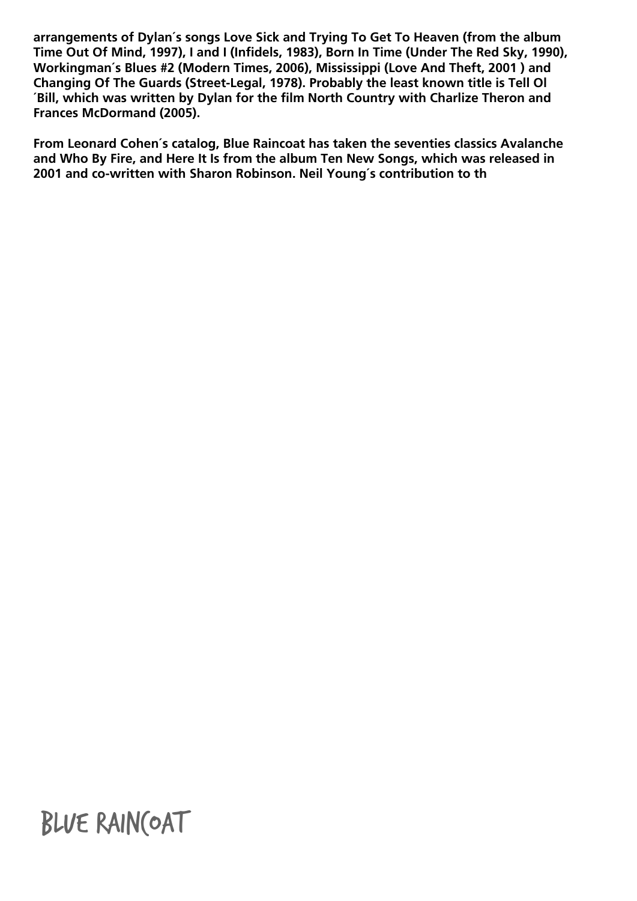**arrangements of Dylan´s songs Love Sick and Trying To Get To Heaven (from the album Time Out Of Mind, 1997), I and I (Infidels, 1983), Born In Time (Under The Red Sky, 1990), Workingman´s Blues #2 (Modern Times, 2006), Mississippi (Love And Theft, 2001 ) and Changing Of The Guards (Street-Legal, 1978). Probably the least known title is Tell Ol ´Bill, which was written by Dylan for the film North Country with Charlize Theron and Frances McDormand (2005).**

**From Leonard Cohen´s catalog, Blue Raincoat has taken the seventies classics Avalanche and Who By Fire, and Here It Is from the album Ten New Songs, which was released in 2001 and co-written with Sharon Robinson. Neil Young´s contribution to th**

BLUE RAINCOAT